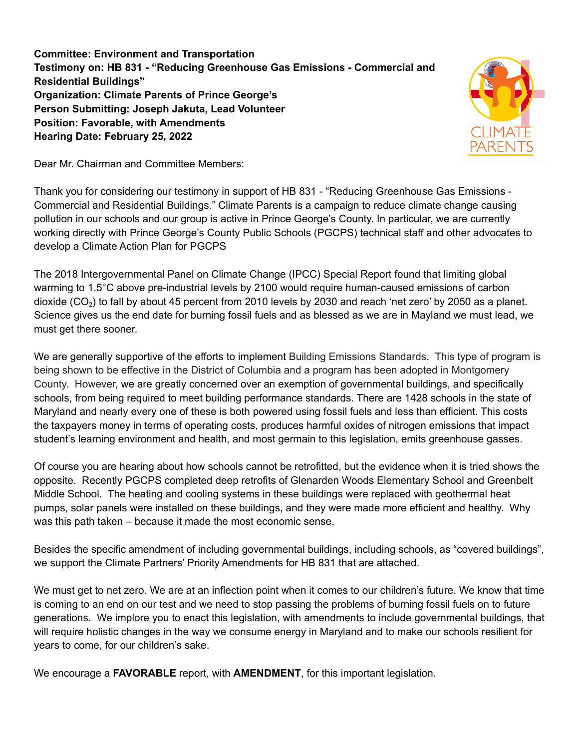**Committee: Environment and Transportation**
**Testimony on: HB 831 - "Reducing Greenhouse Gas Emissions - Commercial and Residential Buildings"**
**Organization: Climate Parents of Prince George's**
**Person Submitting: Joseph Jakuta, Lead Volunteer**
**Position: Favorable, with Amendments**
**Hearing Date: February 25, 2022**

Dear Mr. Chairman and Committee Members:

Thank you for considering our testimony in support of HB 831 - "Reducing Greenhouse Gas Emissions - Commercial and Residential Buildings." Climate Parents is a campaign to reduce climate change causing pollution in our schools and our group is active in Prince George's County. In particular, we are currently working directly with Prince George's County Public Schools (PGCPS) technical staff and other advocates to develop a Climate Action Plan for PGCPS

The 2018 Intergovernmental Panel on Climate Change (IPCC) Special Report found that limiting global warming to 1.5°C above pre-industrial levels by 2100 would require human-caused emissions of carbon dioxide ($CO_2$) to fall by about 45 percent from 2010 levels by 2030 and reach 'net zero' by 2050 as a planet. Science gives us the end date for burning fossil fuels and as blessed as we are in Mayland we must lead, we must get there sooner.

We are generally supportive of the efforts to implement Building Emissions Standards. This type of program is being shown to be effective in the District of Columbia and a program has been adopted in Montgomery County. However, we are greatly concerned over an exemption of governmental buildings, and specifically schools, from being required to meet building performance standards. There are 1428 schools in the state of Maryland and nearly every one of these is both powered using fossil fuels and less than efficient. This costs the taxpayers money in terms of operating costs, produces harmful oxides of nitrogen emissions that impact student's learning environment and health, and most germain to this legislation, emits greenhouse gasses.

Of course you are hearing about how schools cannot be retrofitted, but the evidence when it is tried shows the opposite. Recently PGCPS completed deep retrofits of Glenarden Woods Elementary School and Greenbelt Middle School. The heating and cooling systems in these buildings were replaced with geothermal heat pumps, solar panels were installed on these buildings, and they were made more efficient and healthy. Why was this path taken – because it made the most economic sense.

Besides the specific amendment of including governmental buildings, including schools, as "covered buildings", we support the Climate Partners' Priority Amendments for HB 831 that are attached.

We must get to net zero. We are at an inflection point when it comes to our children's future. We know that time is coming to an end on our test and we need to stop passing the problems of burning fossil fuels on to future generations. We implore you to enact this legislation, with amendments to include governmental buildings, that will require holistic changes in the way we consume energy in Maryland and to make our schools resilient for years to come, for our children's sake.

We encourage a **FAVORABLE** report, with **AMENDMENT**, for this important legislation.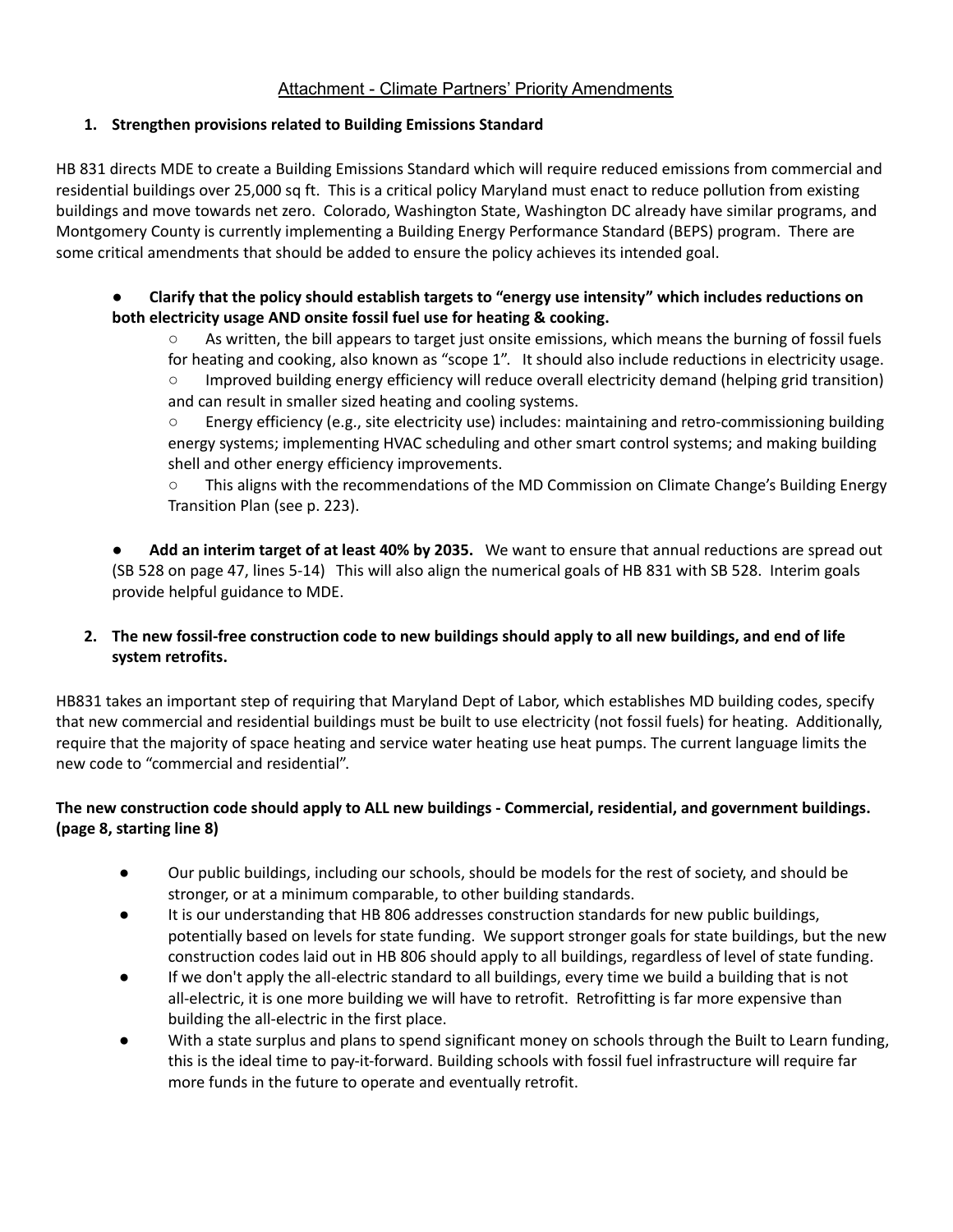Attachment - Climate Partners' Priority Amendments

1. **Strengthen provisions related to Building Emissions Standard**

HB 831 directs MDE to create a Building Emissions Standard which will require reduced emissions from commercial and residential buildings over 25,000 sq ft. This is a critical policy Maryland must enact to reduce pollution from existing buildings and move towards net zero. Colorado, Washington State, Washington DC already have similar programs, and Montgomery County is currently implementing a Building Energy Performance Standard (BEPS) program. There are some critical amendments that should be added to ensure the policy achieves its intended goal.

- **Clarify that the policy should establish targets to "energy use intensity" which includes reductions on both electricity usage AND onsite fossil fuel use for heating & cooking.**
  - As written, the bill appears to target just onsite emissions, which means the burning of fossil fuels for heating and cooking, also known as "scope 1". It should also include reductions in electricity usage.
  - Improved building energy efficiency will reduce overall electricity demand (helping grid transition) and can result in smaller sized heating and cooling systems.
  - Energy efficiency (e.g., site electricity use) includes: maintaining and retro-commissioning building energy systems; implementing HVAC scheduling and other smart control systems; and making building shell and other energy efficiency improvements.
  - This aligns with the recommendations of the MD Commission on Climate Change's Building Energy Transition Plan (see p. 223).

- **Add an interim target of at least 40% by 2035.** We want to ensure that annual reductions are spread out (SB 528 on page 47, lines 5-14) This will also align the numerical goals of HB 831 with SB 528. Interim goals provide helpful guidance to MDE.

2. **The new fossil-free construction code to new buildings should apply to all new buildings, and end of life system retrofits.**

HB831 takes an important step of requiring that Maryland Dept of Labor, which establishes MD building codes, specify that new commercial and residential buildings must be built to use electricity (not fossil fuels) for heating. Additionally, require that the majority of space heating and service water heating use heat pumps. The current language limits the new code to "commercial and residential".

**The new construction code should apply to ALL new buildings - Commercial, residential, and government buildings. (page 8, starting line 8)**

- Our public buildings, including our schools, should be models for the rest of society, and should be stronger, or at a minimum comparable, to other building standards.
- It is our understanding that HB 806 addresses construction standards for new public buildings, potentially based on levels for state funding. We support stronger goals for state buildings, but the new construction codes laid out in HB 806 should apply to all buildings, regardless of level of state funding.
- If we don't apply the all-electric standard to all buildings, every time we build a building that is not all-electric, it is one more building we will have to retrofit. Retrofitting is far more expensive than building the all-electric in the first place.
- With a state surplus and plans to spend significant money on schools through the Built to Learn funding, this is the ideal time to pay-it-forward. Building schools with fossil fuel infrastructure will require far more funds in the future to operate and eventually retrofit.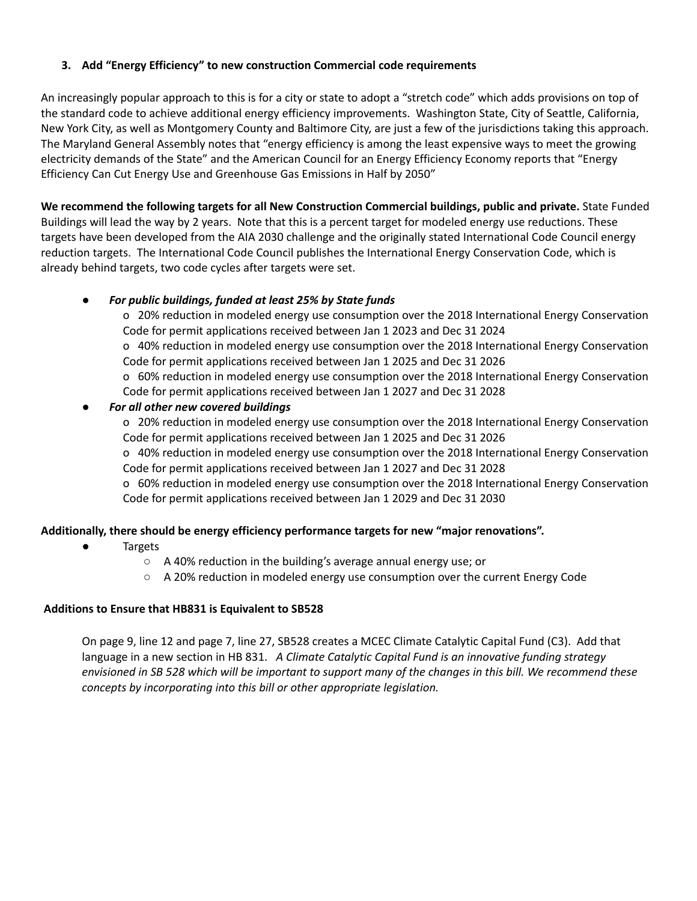3. **Add "Energy Efficiency" to new construction Commercial code requirements**

An increasingly popular approach to this is for a city or state to adopt a "stretch code" which adds provisions on top of the standard code to achieve additional energy efficiency improvements. Washington State, City of Seattle, California, New York City, as well as Montgomery County and Baltimore City, are just a few of the jurisdictions taking this approach. The Maryland General Assembly notes that "energy efficiency is among the least expensive ways to meet the growing electricity demands of the State" and the American Council for an Energy Efficiency Economy reports that "Energy Efficiency Can Cut Energy Use and Greenhouse Gas Emissions in Half by 2050"

**We recommend the following targets for all New Construction Commercial buildings, public and private.** State Funded Buildings will lead the way by 2 years. Note that this is a percent target for modeled energy use reductions. These targets have been developed from the AIA 2030 challenge and the originally stated International Code Council energy reduction targets. The International Code Council publishes the International Energy Conservation Code, which is already behind targets, two code cycles after targets were set.

- ***For public buildings, funded at least 25% by State funds***
  - 20% reduction in modeled energy use consumption over the 2018 International Energy Conservation Code for permit applications received between Jan 1 2023 and Dec 31 2024
  - 40% reduction in modeled energy use consumption over the 2018 International Energy Conservation Code for permit applications received between Jan 1 2025 and Dec 31 2026
  - 60% reduction in modeled energy use consumption over the 2018 International Energy Conservation Code for permit applications received between Jan 1 2027 and Dec 31 2028
- ***For all other new covered buildings***
  - 20% reduction in modeled energy use consumption over the 2018 International Energy Conservation Code for permit applications received between Jan 1 2025 and Dec 31 2026
  - 40% reduction in modeled energy use consumption over the 2018 International Energy Conservation Code for permit applications received between Jan 1 2027 and Dec 31 2028
  - 60% reduction in modeled energy use consumption over the 2018 International Energy Conservation Code for permit applications received between Jan 1 2029 and Dec 31 2030

**Additionally, there should be energy efficiency performance targets for new "major renovations".**

- Targets
  - A 40% reduction in the building's average annual energy use; or
  - A 20% reduction in modeled energy use consumption over the current Energy Code

**Additions to Ensure that HB831 is Equivalent to SB528**

On page 9, line 12 and page 7, line 27, SB528 creates a MCEC Climate Catalytic Capital Fund (C3). Add that language in a new section in HB 831. *A Climate Catalytic Capital Fund is an innovative funding strategy envisioned in SB 528 which will be important to support many of the changes in this bill. We recommend these concepts by incorporating into this bill or other appropriate legislation.*